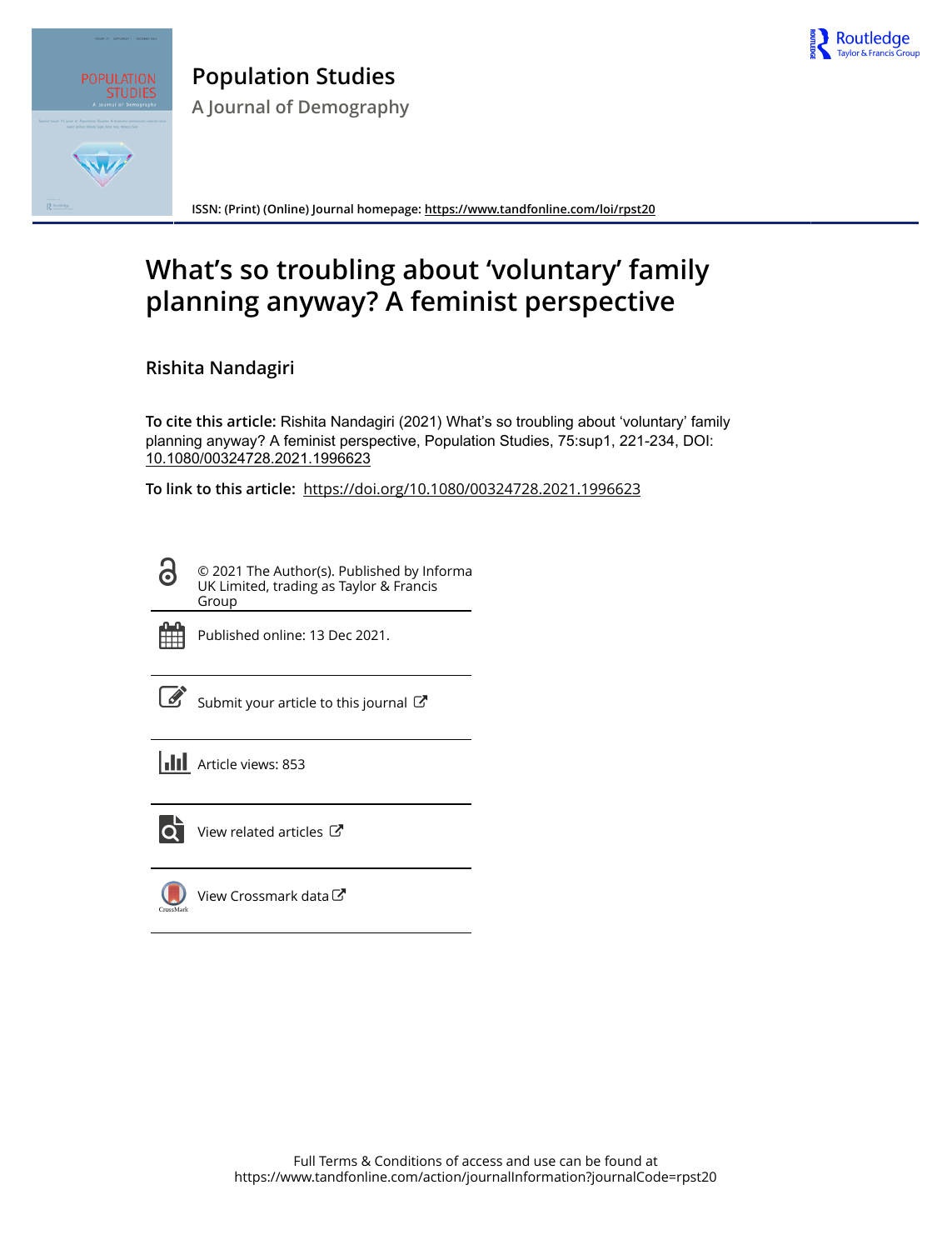# Population Studies

**A Journal of Demography**

**ISSN: (Print) (Online) Journal homepage:** https://www.tandfonline.com/loi/rpst20

# What's so troubling about 'voluntary' family planning anyway? A feminist perspective

**Rishita Nandagiri**

**To cite this article:** Rishita Nandagiri (2021) What's so troubling about 'voluntary' family planning anyway? A feminist perspective, Population Studies, 75:sup1, 221-234, DOI: 10.1080/00324728.2021.1996623

**To link to this article:** https://doi.org/10.1080/00324728.2021.1996623

© 2021 The Author(s). Published by Informa UK Limited, trading as Taylor & Francis Group

Published online: 13 Dec 2021.

Submit your article to this journal

Article views: 853

View related articles

View Crossmark data

Full Terms & Conditions of access and use can be found at https://www.tandfonline.com/action/journalInformation?journalCode=rpst20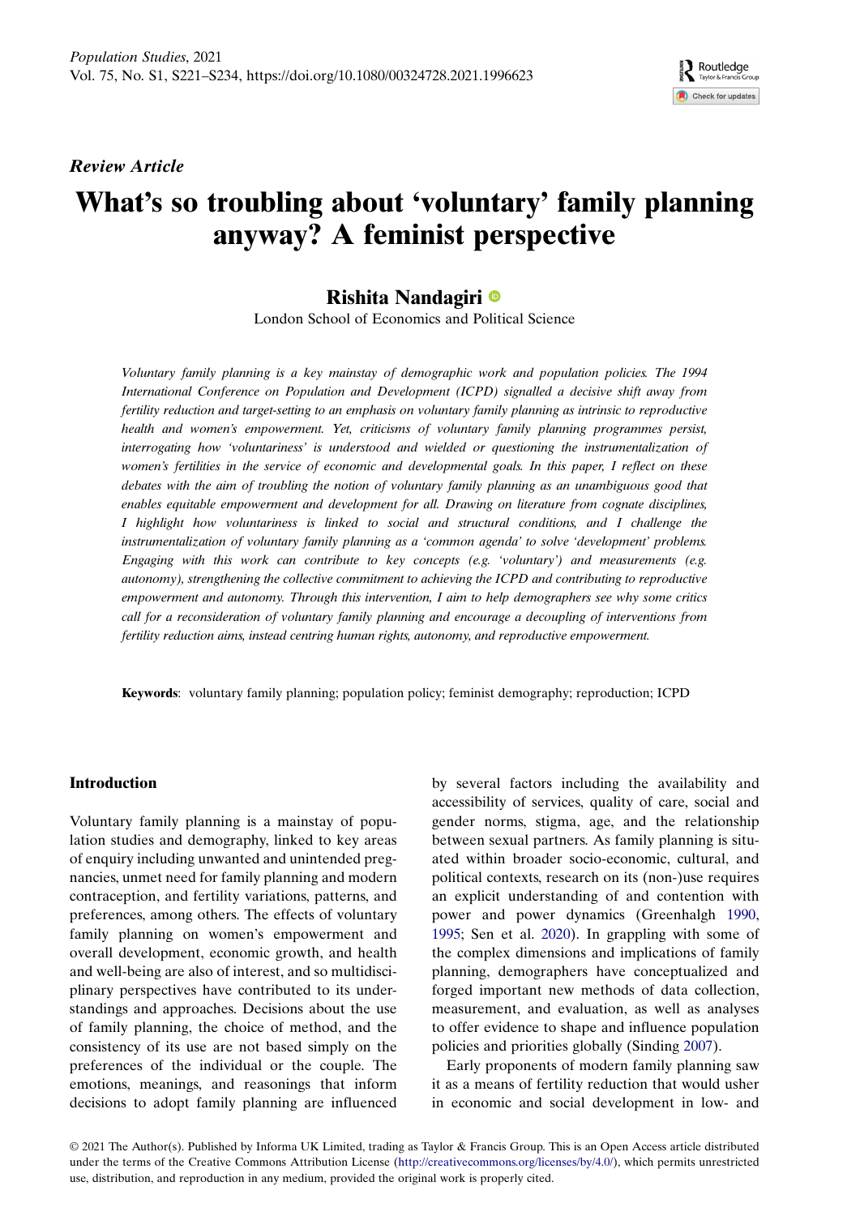*Review Article*

# What's so troubling about 'voluntary' family planning anyway? A feminist perspective

**Rishita Nandagiri**

London School of Economics and Political Science

*Voluntary family planning is a key mainstay of demographic work and population policies. The 1994 International Conference on Population and Development (ICPD) signalled a decisive shift away from fertility reduction and target-setting to an emphasis on voluntary family planning as intrinsic to reproductive health and women's empowerment. Yet, criticisms of voluntary family planning programmes persist, interrogating how 'voluntariness' is understood and wielded or questioning the instrumentalization of women's fertilities in the service of economic and developmental goals. In this paper, I reflect on these debates with the aim of troubling the notion of voluntary family planning as an unambiguous good that enables equitable empowerment and development for all. Drawing on literature from cognate disciplines, I highlight how voluntariness is linked to social and structural conditions, and I challenge the instrumentalization of voluntary family planning as a 'common agenda' to solve 'development' problems. Engaging with this work can contribute to key concepts (e.g. 'voluntary') and measurements (e.g. autonomy), strengthening the collective commitment to achieving the ICPD and contributing to reproductive empowerment and autonomy. Through this intervention, I aim to help demographers see why some critics call for a reconsideration of voluntary family planning and encourage a decoupling of interventions from fertility reduction aims, instead centring human rights, autonomy, and reproductive empowerment.*

**Keywords**: voluntary family planning; population policy; feminist demography; reproduction; ICPD

## Introduction

Voluntary family planning is a mainstay of population studies and demography, linked to key areas of enquiry including unwanted and unintended pregnancies, unmet need for family planning and modern contraception, and fertility variations, patterns, and preferences, among others. The effects of voluntary family planning on women's empowerment and overall development, economic growth, and health and well-being are also of interest, and so multidisciplinary perspectives have contributed to its understandings and approaches. Decisions about the use of family planning, the choice of method, and the consistency of its use are not based simply on the preferences of the individual or the couple. The emotions, meanings, and reasonings that inform decisions to adopt family planning are influenced by several factors including the availability and accessibility of services, quality of care, social and gender norms, stigma, age, and the relationship between sexual partners. As family planning is situated within broader socio-economic, cultural, and political contexts, research on its (non-)use requires an explicit understanding of and contention with power and power dynamics (Greenhalgh 1990, 1995; Sen et al. 2020). In grappling with some of the complex dimensions and implications of family planning, demographers have conceptualized and forged important new methods of data collection, measurement, and evaluation, as well as analyses to offer evidence to shape and influence population policies and priorities globally (Sinding 2007).

Early proponents of modern family planning saw it as a means of fertility reduction that would usher in economic and social development in low- and

© 2021 The Author(s). Published by Informa UK Limited, trading as Taylor & Francis Group. This is an Open Access article distributed under the terms of the Creative Commons Attribution License (http://creativecommons.org/licenses/by/4.0/), which permits unrestricted use, distribution, and reproduction in any medium, provided the original work is properly cited.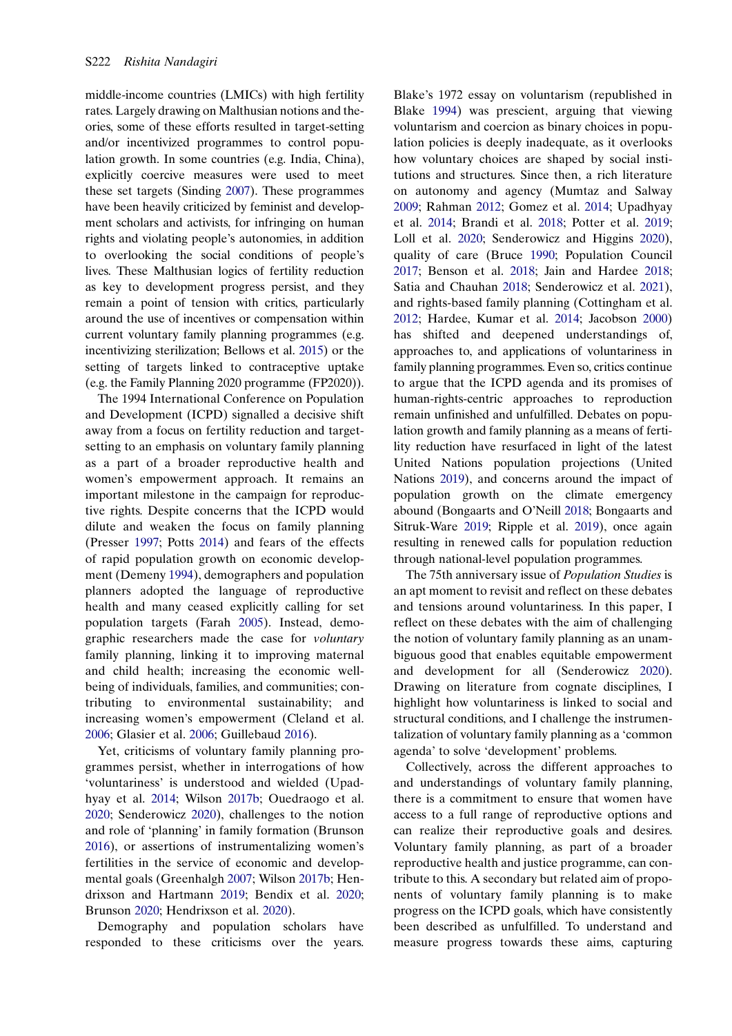middle-income countries (LMICs) with high fertility rates. Largely drawing on Malthusian notions and theories, some of these efforts resulted in target-setting and/or incentivized programmes to control population growth. In some countries (e.g. India, China), explicitly coercive measures were used to meet these set targets (Sinding 2007). These programmes have been heavily criticized by feminist and development scholars and activists, for infringing on human rights and violating people's autonomies, in addition to overlooking the social conditions of people's lives. These Malthusian logics of fertility reduction as key to development progress persist, and they remain a point of tension with critics, particularly around the use of incentives or compensation within current voluntary family planning programmes (e.g. incentivizing sterilization; Bellows et al. 2015) or the setting of targets linked to contraceptive uptake (e.g. the Family Planning 2020 programme (FP2020)).

The 1994 International Conference on Population and Development (ICPD) signalled a decisive shift away from a focus on fertility reduction and target-setting to an emphasis on voluntary family planning as a part of a broader reproductive health and women's empowerment approach. It remains an important milestone in the campaign for reproductive rights. Despite concerns that the ICPD would dilute and weaken the focus on family planning (Presser 1997; Potts 2014) and fears of the effects of rapid population growth on economic development (Demeny 1994), demographers and population planners adopted the language of reproductive health and many ceased explicitly calling for set population targets (Farah 2005). Instead, demographic researchers made the case for *voluntary* family planning, linking it to improving maternal and child health; increasing the economic well-being of individuals, families, and communities; contributing to environmental sustainability; and increasing women's empowerment (Cleland et al. 2006; Glasier et al. 2006; Guillebaud 2016).

Yet, criticisms of voluntary family planning programmes persist, whether in interrogations of how 'voluntariness' is understood and wielded (Upadhyay et al. 2014; Wilson 2017b; Ouedraogo et al. 2020; Senderowicz 2020), challenges to the notion and role of 'planning' in family formation (Brunson 2016), or assertions of instrumentalizing women's fertilities in the service of economic and developmental goals (Greenhalgh 2007; Wilson 2017b; Hendrixson and Hartmann 2019; Bendix et al. 2020; Brunson 2020; Hendrixson et al. 2020).

Demography and population scholars have responded to these criticisms over the years. Blake's 1972 essay on voluntarism (republished in Blake 1994) was prescient, arguing that viewing voluntarism and coercion as binary choices in population policies is deeply inadequate, as it overlooks how voluntary choices are shaped by social institutions and structures. Since then, a rich literature on autonomy and agency (Mumtaz and Salway 2009; Rahman 2012; Gomez et al. 2014; Upadhyay et al. 2014; Brandi et al. 2018; Potter et al. 2019; Loll et al. 2020; Senderowicz and Higgins 2020), quality of care (Bruce 1990; Population Council 2017; Benson et al. 2018; Jain and Hardee 2018; Satia and Chauhan 2018; Senderowicz et al. 2021), and rights-based family planning (Cottingham et al. 2012; Hardee, Kumar et al. 2014; Jacobson 2000) has shifted and deepened understandings of, approaches to, and applications of voluntariness in family planning programmes. Even so, critics continue to argue that the ICPD agenda and its promises of human-rights-centric approaches to reproduction remain unfinished and unfulfilled. Debates on population growth and family planning as a means of fertility reduction have resurfaced in light of the latest United Nations population projections (United Nations 2019), and concerns around the impact of population growth on the climate emergency abound (Bongaarts and O'Neill 2018; Bongaarts and Sitruk-Ware 2019; Ripple et al. 2019), once again resulting in renewed calls for population reduction through national-level population programmes.

The 75th anniversary issue of *Population Studies* is an apt moment to revisit and reflect on these debates and tensions around voluntariness. In this paper, I reflect on these debates with the aim of challenging the notion of voluntary family planning as an unambiguous good that enables equitable empowerment and development for all (Senderowicz 2020). Drawing on literature from cognate disciplines, I highlight how voluntariness is linked to social and structural conditions, and I challenge the instrumentalization of voluntary family planning as a 'common agenda' to solve 'development' problems.

Collectively, across the different approaches to and understandings of voluntary family planning, there is a commitment to ensure that women have access to a full range of reproductive options and can realize their reproductive goals and desires. Voluntary family planning, as part of a broader reproductive health and justice programme, can contribute to this. A secondary but related aim of proponents of voluntary family planning is to make progress on the ICPD goals, which have consistently been described as unfulfilled. To understand and measure progress towards these aims, capturing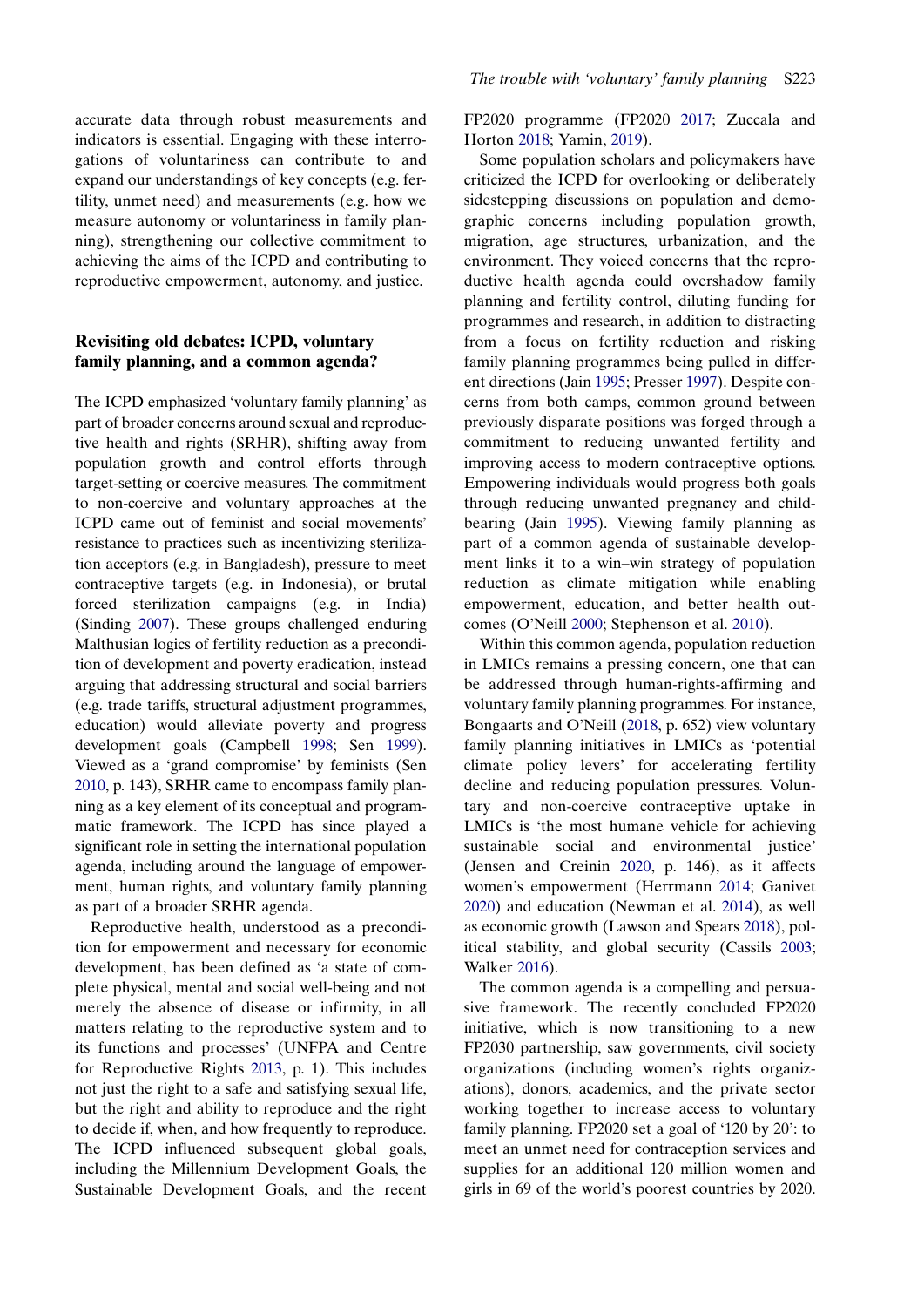accurate data through robust measurements and indicators is essential. Engaging with these interrogations of voluntariness can contribute to and expand our understandings of key concepts (e.g. fertility, unmet need) and measurements (e.g. how we measure autonomy or voluntariness in family planning), strengthening our collective commitment to achieving the aims of the ICPD and contributing to reproductive empowerment, autonomy, and justice.

## Revisiting old debates: ICPD, voluntary family planning, and a common agenda?

The ICPD emphasized 'voluntary family planning' as part of broader concerns around sexual and reproductive health and rights (SRHR), shifting away from population growth and control efforts through target-setting or coercive measures. The commitment to non-coercive and voluntary approaches at the ICPD came out of feminist and social movements' resistance to practices such as incentivizing sterilization acceptors (e.g. in Bangladesh), pressure to meet contraceptive targets (e.g. in Indonesia), or brutal forced sterilization campaigns (e.g. in India) (Sinding 2007). These groups challenged enduring Malthusian logics of fertility reduction as a precondition of development and poverty eradication, instead arguing that addressing structural and social barriers (e.g. trade tariffs, structural adjustment programmes, education) would alleviate poverty and progress development goals (Campbell 1998; Sen 1999). Viewed as a 'grand compromise' by feminists (Sen 2010, p. 143), SRHR came to encompass family planning as a key element of its conceptual and programmatic framework. The ICPD has since played a significant role in setting the international population agenda, including around the language of empowerment, human rights, and voluntary family planning as part of a broader SRHR agenda.

Reproductive health, understood as a precondition for empowerment and necessary for economic development, has been defined as 'a state of complete physical, mental and social well-being and not merely the absence of disease or infirmity, in all matters relating to the reproductive system and to its functions and processes' (UNFPA and Centre for Reproductive Rights 2013, p. 1). This includes not just the right to a safe and satisfying sexual life, but the right and ability to reproduce and the right to decide if, when, and how frequently to reproduce. The ICPD influenced subsequent global goals, including the Millennium Development Goals, the Sustainable Development Goals, and the recent FP2020 programme (FP2020 2017; Zuccala and Horton 2018; Yamin, 2019).

Some population scholars and policymakers have criticized the ICPD for overlooking or deliberately sidestepping discussions on population and demographic concerns including population growth, migration, age structures, urbanization, and the environment. They voiced concerns that the reproductive health agenda could overshadow family planning and fertility control, diluting funding for programmes and research, in addition to distracting from a focus on fertility reduction and risking family planning programmes being pulled in different directions (Jain 1995; Presser 1997). Despite concerns from both camps, common ground between previously disparate positions was forged through a commitment to reducing unwanted fertility and improving access to modern contraceptive options. Empowering individuals would progress both goals through reducing unwanted pregnancy and childbearing (Jain 1995). Viewing family planning as part of a common agenda of sustainable development links it to a win–win strategy of population reduction as climate mitigation while enabling empowerment, education, and better health outcomes (O'Neill 2000; Stephenson et al. 2010).

Within this common agenda, population reduction in LMICs remains a pressing concern, one that can be addressed through human-rights-affirming and voluntary family planning programmes. For instance, Bongaarts and O'Neill (2018, p. 652) view voluntary family planning initiatives in LMICs as 'potential climate policy levers' for accelerating fertility decline and reducing population pressures. Voluntary and non-coercive contraceptive uptake in LMICs is 'the most humane vehicle for achieving sustainable social and environmental justice' (Jensen and Creinin 2020, p. 146), as it affects women's empowerment (Herrmann 2014; Ganivet 2020) and education (Newman et al. 2014), as well as economic growth (Lawson and Spears 2018), political stability, and global security (Cassils 2003; Walker 2016).

The common agenda is a compelling and persuasive framework. The recently concluded FP2020 initiative, which is now transitioning to a new FP2030 partnership, saw governments, civil society organizations (including women's rights organizations), donors, academics, and the private sector working together to increase access to voluntary family planning. FP2020 set a goal of '120 by 20': to meet an unmet need for contraception services and supplies for an additional 120 million women and girls in 69 of the world's poorest countries by 2020.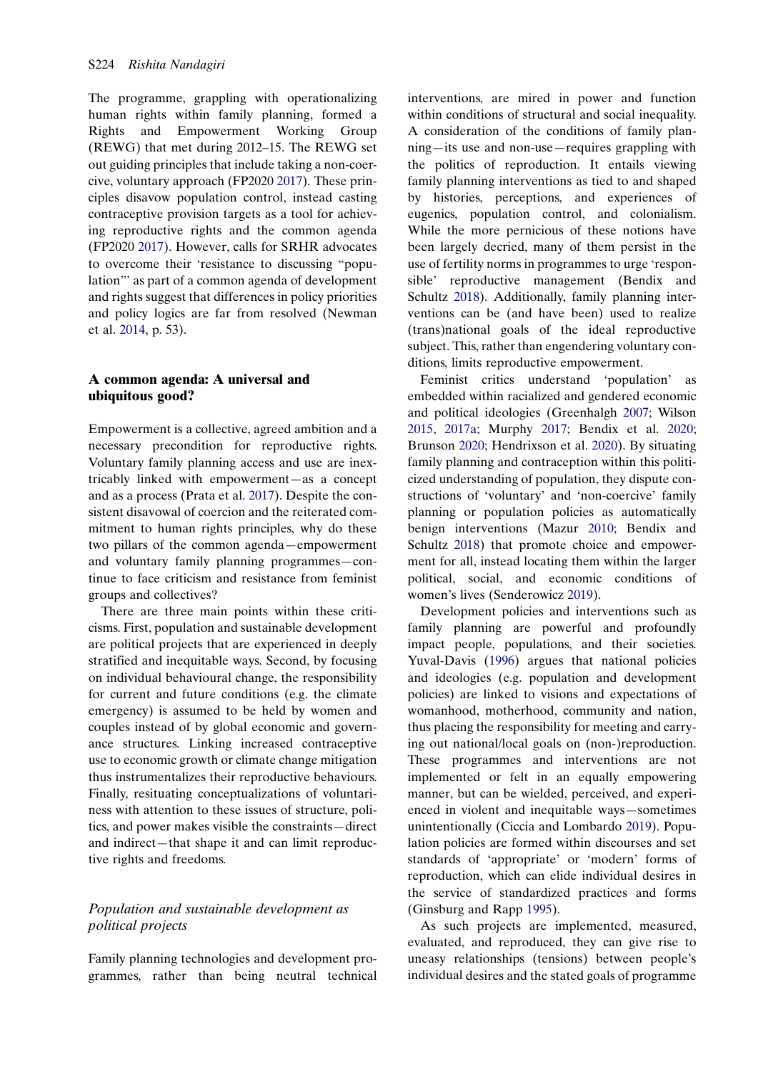The programme, grappling with operationalizing human rights within family planning, formed a Rights and Empowerment Working Group (REWG) that met during 2012–15. The REWG set out guiding principles that include taking a non-coercive, voluntary approach (FP2020 2017). These principles disavow population control, instead casting contraceptive provision targets as a tool for achieving reproductive rights and the common agenda (FP2020 2017). However, calls for SRHR advocates to overcome their 'resistance to discussing "population"' as part of a common agenda of development and rights suggest that differences in policy priorities and policy logics are far from resolved (Newman et al. 2014, p. 53).

## A common agenda: A universal and ubiquitous good?

Empowerment is a collective, agreed ambition and a necessary precondition for reproductive rights. Voluntary family planning access and use are inextricably linked with empowerment—as a concept and as a process (Prata et al. 2017). Despite the consistent disavowal of coercion and the reiterated commitment to human rights principles, why do these two pillars of the common agenda—empowerment and voluntary family planning programmes—continue to face criticism and resistance from feminist groups and collectives?

There are three main points within these criticisms. First, population and sustainable development are political projects that are experienced in deeply stratified and inequitable ways. Second, by focusing on individual behavioural change, the responsibility for current and future conditions (e.g. the climate emergency) is assumed to be held by women and couples instead of by global economic and governance structures. Linking increased contraceptive use to economic growth or climate change mitigation thus instrumentalizes their reproductive behaviours. Finally, resituating conceptualizations of voluntariness with attention to these issues of structure, politics, and power makes visible the constraints—direct and indirect—that shape it and can limit reproductive rights and freedoms.

### *Population and sustainable development as political projects*

Family planning technologies and development programmes, rather than being neutral technical interventions, are mired in power and function within conditions of structural and social inequality. A consideration of the conditions of family planning—its use and non-use—requires grappling with the politics of reproduction. It entails viewing family planning interventions as tied to and shaped by histories, perceptions, and experiences of eugenics, population control, and colonialism. While the more pernicious of these notions have been largely decried, many of them persist in the use of fertility norms in programmes to urge 'responsible' reproductive management (Bendix and Schultz 2018). Additionally, family planning interventions can be (and have been) used to realize (trans)national goals of the ideal reproductive subject. This, rather than engendering voluntary conditions, limits reproductive empowerment.

Feminist critics understand 'population' as embedded within racialized and gendered economic and political ideologies (Greenhalgh 2007; Wilson 2015, 2017a; Murphy 2017; Bendix et al. 2020; Brunson 2020; Hendrixson et al. 2020). By situating family planning and contraception within this politicized understanding of population, they dispute constructions of 'voluntary' and 'non-coercive' family planning or population policies as automatically benign interventions (Mazur 2010; Bendix and Schultz 2018) that promote choice and empowerment for all, instead locating them within the larger political, social, and economic conditions of women's lives (Senderowicz 2019).

Development policies and interventions such as family planning are powerful and profoundly impact people, populations, and their societies. Yuval-Davis (1996) argues that national policies and ideologies (e.g. population and development policies) are linked to visions and expectations of womanhood, motherhood, community and nation, thus placing the responsibility for meeting and carrying out national/local goals on (non-)reproduction. These programmes and interventions are not implemented or felt in an equally empowering manner, but can be wielded, perceived, and experienced in violent and inequitable ways—sometimes unintentionally (Ciccia and Lombardo 2019). Population policies are formed within discourses and set standards of 'appropriate' or 'modern' forms of reproduction, which can elide individual desires in the service of standardized practices and forms (Ginsburg and Rapp 1995).

As such projects are implemented, measured, evaluated, and reproduced, they can give rise to uneasy relationships (tensions) between people's individual desires and the stated goals of programme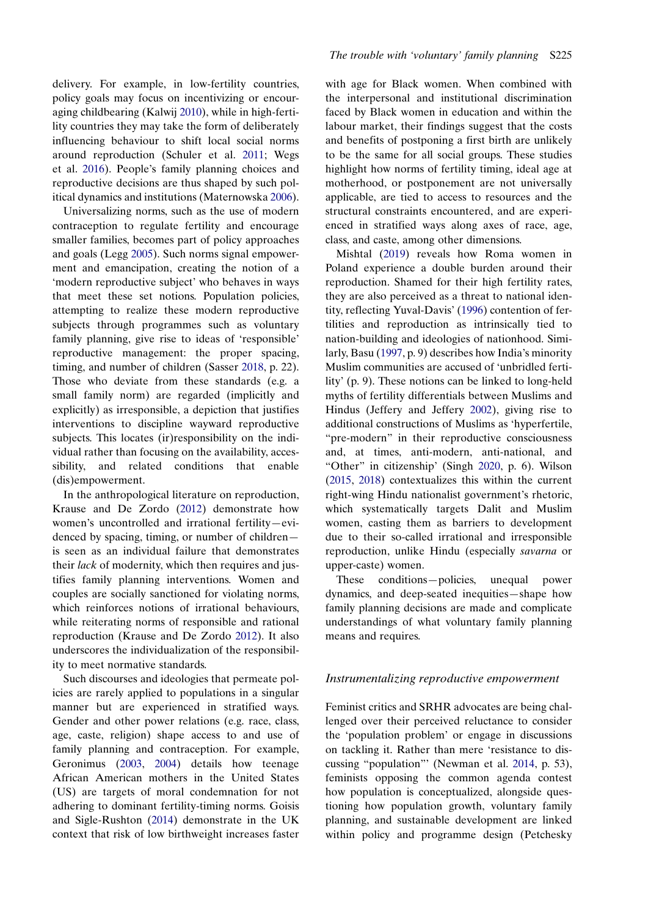delivery. For example, in low-fertility countries, policy goals may focus on incentivizing or encouraging childbearing (Kalwij 2010), while in high-fertility countries they may take the form of deliberately influencing behaviour to shift local social norms around reproduction (Schuler et al. 2011; Wegs et al. 2016). People's family planning choices and reproductive decisions are thus shaped by such political dynamics and institutions (Maternowska 2006).

Universalizing norms, such as the use of modern contraception to regulate fertility and encourage smaller families, becomes part of policy approaches and goals (Legg 2005). Such norms signal empowerment and emancipation, creating the notion of a 'modern reproductive subject' who behaves in ways that meet these set notions. Population policies, attempting to realize these modern reproductive subjects through programmes such as voluntary family planning, give rise to ideas of 'responsible' reproductive management: the proper spacing, timing, and number of children (Sasser 2018, p. 22). Those who deviate from these standards (e.g. a small family norm) are regarded (implicitly and explicitly) as irresponsible, a depiction that justifies interventions to discipline wayward reproductive subjects. This locates (ir)responsibility on the individual rather than focusing on the availability, accessibility, and related conditions that enable (dis)empowerment.

In the anthropological literature on reproduction, Krause and De Zordo (2012) demonstrate how women's uncontrolled and irrational fertility—evidenced by spacing, timing, or number of children—is seen as an individual failure that demonstrates their *lack* of modernity, which then requires and justifies family planning interventions. Women and couples are socially sanctioned for violating norms, which reinforces notions of irrational behaviours, while reiterating norms of responsible and rational reproduction (Krause and De Zordo 2012). It also underscores the individualization of the responsibility to meet normative standards.

Such discourses and ideologies that permeate policies are rarely applied to populations in a singular manner but are experienced in stratified ways. Gender and other power relations (e.g. race, class, age, caste, religion) shape access to and use of family planning and contraception. For example, Geronimus (2003, 2004) details how teenage African American mothers in the United States (US) are targets of moral condemnation for not adhering to dominant fertility-timing norms. Goisis and Sigle-Rushton (2014) demonstrate in the UK context that risk of low birthweight increases faster with age for Black women. When combined with the interpersonal and institutional discrimination faced by Black women in education and within the labour market, their findings suggest that the costs and benefits of postponing a first birth are unlikely to be the same for all social groups. These studies highlight how norms of fertility timing, ideal age at motherhood, or postponement are not universally applicable, are tied to access to resources and the structural constraints encountered, and are experienced in stratified ways along axes of race, age, class, and caste, among other dimensions.

Mishtal (2019) reveals how Roma women in Poland experience a double burden around their reproduction. Shamed for their high fertility rates, they are also perceived as a threat to national identity, reflecting Yuval-Davis' (1996) contention of fertilities and reproduction as intrinsically tied to nation-building and ideologies of nationhood. Similarly, Basu (1997, p. 9) describes how India's minority Muslim communities are accused of 'unbridled fertility' (p. 9). These notions can be linked to long-held myths of fertility differentials between Muslims and Hindus (Jeffery and Jeffery 2002), giving rise to additional constructions of Muslims as 'hyperfertile, "pre-modern" in their reproductive consciousness and, at times, anti-modern, anti-national, and "Other" in citizenship' (Singh 2020, p. 6). Wilson (2015, 2018) contextualizes this within the current right-wing Hindu nationalist government's rhetoric, which systematically targets Dalit and Muslim women, casting them as barriers to development due to their so-called irrational and irresponsible reproduction, unlike Hindu (especially *savarna* or upper-caste) women.

These conditions—policies, unequal power dynamics, and deep-seated inequities—shape how family planning decisions are made and complicate understandings of what voluntary family planning means and requires.

### *Instrumentalizing reproductive empowerment*

Feminist critics and SRHR advocates are being challenged over their perceived reluctance to consider the 'population problem' or engage in discussions on tackling it. Rather than mere 'resistance to discussing "population"' (Newman et al. 2014, p. 53), feminists opposing the common agenda contest how population is conceptualized, alongside questioning how population growth, voluntary family planning, and sustainable development are linked within policy and programme design (Petchesky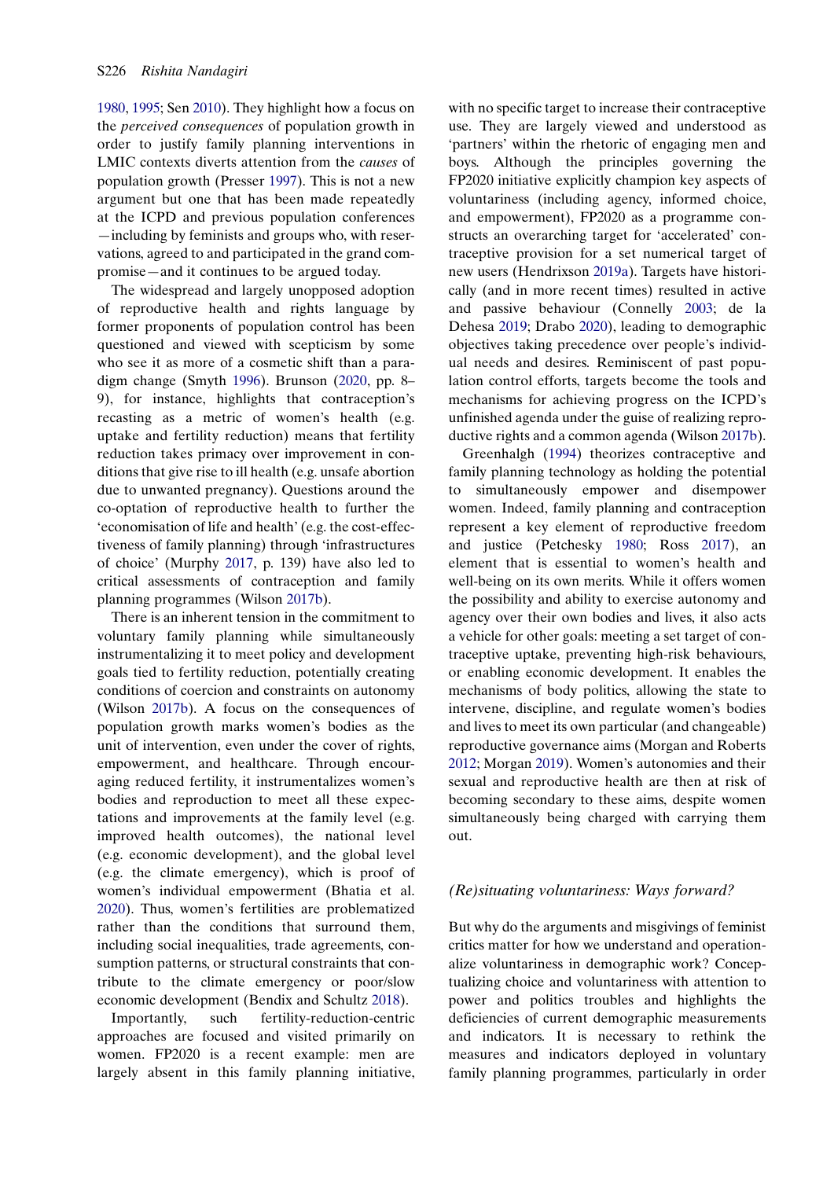1980, 1995; Sen 2010). They highlight how a focus on the *perceived consequences* of population growth in order to justify family planning interventions in LMIC contexts diverts attention from the *causes* of population growth (Presser 1997). This is not a new argument but one that has been made repeatedly at the ICPD and previous population conferences—including by feminists and groups who, with reservations, agreed to and participated in the grand compromise—and it continues to be argued today.

The widespread and largely unopposed adoption of reproductive health and rights language by former proponents of population control has been questioned and viewed with scepticism by some who see it as more of a cosmetic shift than a paradigm change (Smyth 1996). Brunson (2020, pp. 8–9), for instance, highlights that contraception's recasting as a metric of women's health (e.g. uptake and fertility reduction) means that fertility reduction takes primacy over improvement in conditions that give rise to ill health (e.g. unsafe abortion due to unwanted pregnancy). Questions around the co-optation of reproductive health to further the 'economisation of life and health' (e.g. the cost-effectiveness of family planning) through 'infrastructures of choice' (Murphy 2017, p. 139) have also led to critical assessments of contraception and family planning programmes (Wilson 2017b).

There is an inherent tension in the commitment to voluntary family planning while simultaneously instrumentalizing it to meet policy and development goals tied to fertility reduction, potentially creating conditions of coercion and constraints on autonomy (Wilson 2017b). A focus on the consequences of population growth marks women's bodies as the unit of intervention, even under the cover of rights, empowerment, and healthcare. Through encouraging reduced fertility, it instrumentalizes women's bodies and reproduction to meet all these expectations and improvements at the family level (e.g. improved health outcomes), the national level (e.g. economic development), and the global level (e.g. the climate emergency), which is proof of women's individual empowerment (Bhatia et al. 2020). Thus, women's fertilities are problematized rather than the conditions that surround them, including social inequalities, trade agreements, consumption patterns, or structural constraints that contribute to the climate emergency or poor/slow economic development (Bendix and Schultz 2018).

Importantly, such fertility-reduction-centric approaches are focused and visited primarily on women. FP2020 is a recent example: men are largely absent in this family planning initiative, with no specific target to increase their contraceptive use. They are largely viewed and understood as 'partners' within the rhetoric of engaging men and boys. Although the principles governing the FP2020 initiative explicitly champion key aspects of voluntariness (including agency, informed choice, and empowerment), FP2020 as a programme constructs an overarching target for 'accelerated' contraceptive provision for a set numerical target of new users (Hendrixson 2019a). Targets have historically (and in more recent times) resulted in active and passive behaviour (Connelly 2003; de la Dehesa 2019; Drabo 2020), leading to demographic objectives taking precedence over people's individual needs and desires. Reminiscent of past population control efforts, targets become the tools and mechanisms for achieving progress on the ICPD's unfinished agenda under the guise of realizing reproductive rights and a common agenda (Wilson 2017b).

Greenhalgh (1994) theorizes contraceptive and family planning technology as holding the potential to simultaneously empower and disempower women. Indeed, family planning and contraception represent a key element of reproductive freedom and justice (Petchesky 1980; Ross 2017), an element that is essential to women's health and well-being on its own merits. While it offers women the possibility and ability to exercise autonomy and agency over their own bodies and lives, it also acts a vehicle for other goals: meeting a set target of contraceptive uptake, preventing high-risk behaviours, or enabling economic development. It enables the mechanisms of body politics, allowing the state to intervene, discipline, and regulate women's bodies and lives to meet its own particular (and changeable) reproductive governance aims (Morgan and Roberts 2012; Morgan 2019). Women's autonomies and their sexual and reproductive health are then at risk of becoming secondary to these aims, despite women simultaneously being charged with carrying them out.

### *(Re)situating voluntariness: Ways forward?*

But why do the arguments and misgivings of feminist critics matter for how we understand and operationalize voluntariness in demographic work? Conceptualizing choice and voluntariness with attention to power and politics troubles and highlights the deficiencies of current demographic measurements and indicators. It is necessary to rethink the measures and indicators deployed in voluntary family planning programmes, particularly in order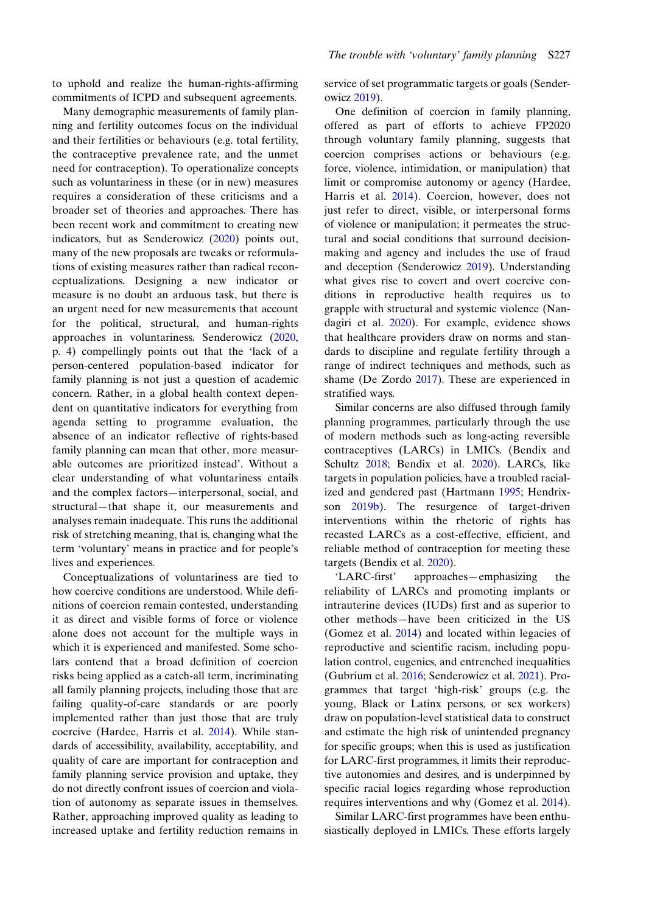to uphold and realize the human-rights-affirming commitments of ICPD and subsequent agreements.

Many demographic measurements of family planning and fertility outcomes focus on the individual and their fertilities or behaviours (e.g. total fertility, the contraceptive prevalence rate, and the unmet need for contraception). To operationalize concepts such as voluntariness in these (or in new) measures requires a consideration of these criticisms and a broader set of theories and approaches. There has been recent work and commitment to creating new indicators, but as Senderowicz (2020) points out, many of the new proposals are tweaks or reformulations of existing measures rather than radical reconceptualizations. Designing a new indicator or measure is no doubt an arduous task, but there is an urgent need for new measurements that account for the political, structural, and human-rights approaches in voluntariness. Senderowicz (2020, p. 4) compellingly points out that the 'lack of a person-centered population-based indicator for family planning is not just a question of academic concern. Rather, in a global health context dependent on quantitative indicators for everything from agenda setting to programme evaluation, the absence of an indicator reflective of rights-based family planning can mean that other, more measurable outcomes are prioritized instead'. Without a clear understanding of what voluntariness entails and the complex factors—interpersonal, social, and structural—that shape it, our measurements and analyses remain inadequate. This runs the additional risk of stretching meaning, that is, changing what the term 'voluntary' means in practice and for people's lives and experiences.

Conceptualizations of voluntariness are tied to how coercive conditions are understood. While definitions of coercion remain contested, understanding it as direct and visible forms of force or violence alone does not account for the multiple ways in which it is experienced and manifested. Some scholars contend that a broad definition of coercion risks being applied as a catch-all term, incriminating all family planning projects, including those that are failing quality-of-care standards or are poorly implemented rather than just those that are truly coercive (Hardee, Harris et al. 2014). While standards of accessibility, availability, acceptability, and quality of care are important for contraception and family planning service provision and uptake, they do not directly confront issues of coercion and violation of autonomy as separate issues in themselves. Rather, approaching improved quality as leading to increased uptake and fertility reduction remains in service of set programmatic targets or goals (Senderowicz 2019).

One definition of coercion in family planning, offered as part of efforts to achieve FP2020 through voluntary family planning, suggests that coercion comprises actions or behaviours (e.g. force, violence, intimidation, or manipulation) that limit or compromise autonomy or agency (Hardee, Harris et al. 2014). Coercion, however, does not just refer to direct, visible, or interpersonal forms of violence or manipulation; it permeates the structural and social conditions that surround decision-making and agency and includes the use of fraud and deception (Senderowicz 2019). Understanding what gives rise to covert and overt coercive conditions in reproductive health requires us to grapple with structural and systemic violence (Nandagiri et al. 2020). For example, evidence shows that healthcare providers draw on norms and standards to discipline and regulate fertility through a range of indirect techniques and methods, such as shame (De Zordo 2017). These are experienced in stratified ways.

Similar concerns are also diffused through family planning programmes, particularly through the use of modern methods such as long-acting reversible contraceptives (LARCs) in LMICs. (Bendix and Schultz 2018; Bendix et al. 2020). LARCs, like targets in population policies, have a troubled racialized and gendered past (Hartmann 1995; Hendrixson 2019b). The resurgence of target-driven interventions within the rhetoric of rights has recast LARCs as a cost-effective, efficient, and reliable method of contraception for meeting these targets (Bendix et al. 2020).

'LARC-first' approaches—emphasizing the reliability of LARCs and promoting implants or intrauterine devices (IUDs) first and as superior to other methods—have been criticized in the US (Gomez et al. 2014) and located within legacies of reproductive and scientific racism, including population control, eugenics, and entrenched inequalities (Gubrium et al. 2016; Senderowicz et al. 2021). Programmes that target 'high-risk' groups (e.g. the young, Black or Latinx persons, or sex workers) draw on population-level statistical data to construct and estimate the high risk of unintended pregnancy for specific groups; when this is used as justification for LARC-first programmes, it limits their reproductive autonomies and desires, and is underpinned by specific racial logics regarding whose reproduction requires interventions and why (Gomez et al. 2014).

Similar LARC-first programmes have been enthusiastically deployed in LMICs. These efforts largely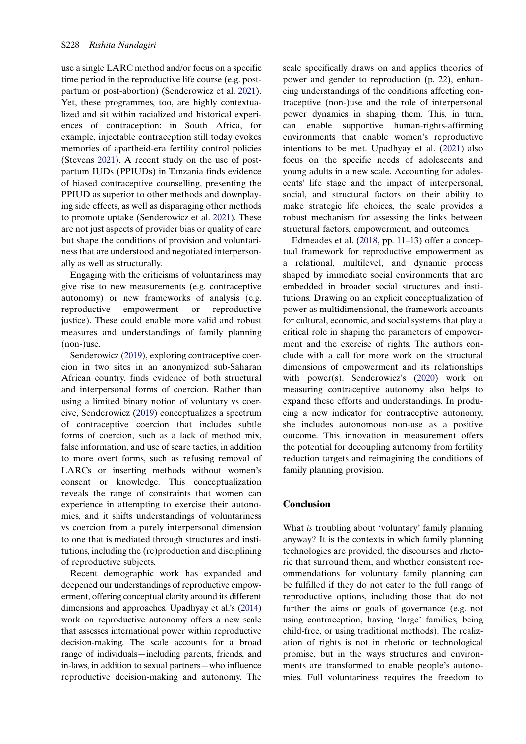use a single LARC method and/or focus on a specific time period in the reproductive life course (e.g. postpartum or post-abortion) (Senderowicz et al. 2021). Yet, these programmes, too, are highly contextualized and sit within racialized and historical experiences of contraception: in South Africa, for example, injectable contraception still today evokes memories of apartheid-era fertility control policies (Stevens 2021). A recent study on the use of postpartum IUDs (PPIUDs) in Tanzania finds evidence of biased contraceptive counselling, presenting the PPIUD as superior to other methods and downplaying side effects, as well as disparaging other methods to promote uptake (Senderowicz et al. 2021). These are not just aspects of provider bias or quality of care but shape the conditions of provision and voluntariness that are understood and negotiated interpersonally as well as structurally.

Engaging with the criticisms of voluntariness may give rise to new measurements (e.g. contraceptive autonomy) or new frameworks of analysis (e.g. reproductive empowerment or reproductive justice). These could enable more valid and robust measures and understandings of family planning (non-)use.

Senderowicz (2019), exploring contraceptive coercion in two sites in an anonymized sub-Saharan African country, finds evidence of both structural and interpersonal forms of coercion. Rather than using a limited binary notion of voluntary vs coercive, Senderowicz (2019) conceptualizes a spectrum of contraceptive coercion that includes subtle forms of coercion, such as a lack of method mix, false information, and use of scare tactics, in addition to more overt forms, such as refusing removal of LARCs or inserting methods without women's consent or knowledge. This conceptualization reveals the range of constraints that women can experience in attempting to exercise their autonomies, and it shifts understandings of voluntariness vs coercion from a purely interpersonal dimension to one that is mediated through structures and institutions, including the (re)production and disciplining of reproductive subjects.

Recent demographic work has expanded and deepened our understandings of reproductive empowerment, offering conceptual clarity around its different dimensions and approaches. Upadhyay et al.'s (2014) work on reproductive autonomy offers a new scale that assesses international power within reproductive decision-making. The scale accounts for a broad range of individuals—including parents, friends, and in-laws, in addition to sexual partners—who influence reproductive decision-making and autonomy. The scale specifically draws on and applies theories of power and gender to reproduction (p. 22), enhancing understandings of the conditions affecting contraceptive (non-)use and the role of interpersonal power dynamics in shaping them. This, in turn, can enable supportive human-rights-affirming environments that enable women's reproductive intentions to be met. Upadhyay et al. (2021) also focus on the specific needs of adolescents and young adults in a new scale. Accounting for adolescents' life stage and the impact of interpersonal, social, and structural factors on their ability to make strategic life choices, the scale provides a robust mechanism for assessing the links between structural factors, empowerment, and outcomes.

Edmeades et al. (2018, pp. 11–13) offer a conceptual framework for reproductive empowerment as a relational, multilevel, and dynamic process shaped by immediate social environments that are embedded in broader social structures and institutions. Drawing on an explicit conceptualization of power as multidimensional, the framework accounts for cultural, economic, and social systems that play a critical role in shaping the parameters of empowerment and the exercise of rights. The authors conclude with a call for more work on the structural dimensions of empowerment and its relationships with power(s). Senderowicz's (2020) work on measuring contraceptive autonomy also helps to expand these efforts and understandings. In producing a new indicator for contraceptive autonomy, she includes autonomous non-use as a positive outcome. This innovation in measurement offers the potential for decoupling autonomy from fertility reduction targets and reimagining the conditions of family planning provision.

## Conclusion

What *is* troubling about 'voluntary' family planning anyway? It is the contexts in which family planning technologies are provided, the discourses and rhetoric that surround them, and whether consistent recommendations for voluntary family planning can be fulfilled if they do not cater to the full range of reproductive options, including those that do not further the aims or goals of governance (e.g. not using contraception, having 'large' families, being child-free, or using traditional methods). The realization of rights is not in rhetoric or technological promise, but in the ways structures and environments are transformed to enable people's autonomies. Full voluntariness requires the freedom to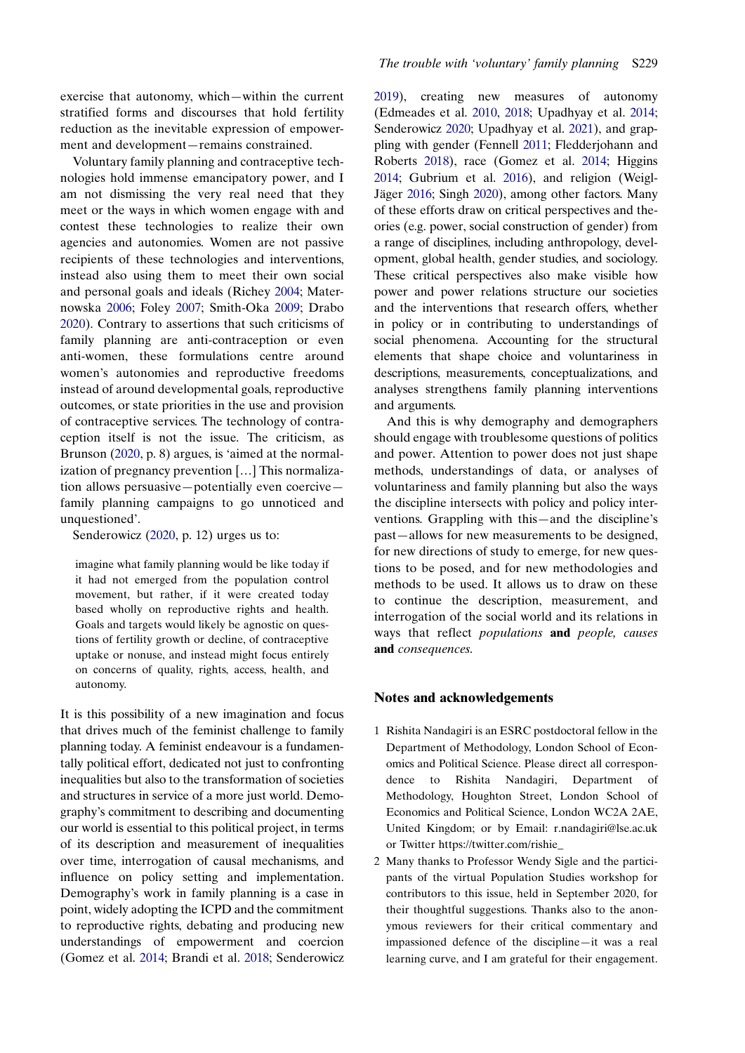exercise that autonomy, which—within the current stratified forms and discourses that hold fertility reduction as the inevitable expression of empowerment and development—remains constrained.

Voluntary family planning and contraceptive technologies hold immense emancipatory power, and I am not dismissing the very real need that they meet or the ways in which women engage with and contest these technologies to realize their own agencies and autonomies. Women are not passive recipients of these technologies and interventions, instead also using them to meet their own social and personal goals and ideals (Richey 2004; Maternowska 2006; Foley 2007; Smith-Oka 2009; Drabo 2020). Contrary to assertions that such criticisms of family planning are anti-contraception or even anti-women, these formulations centre around women's autonomies and reproductive freedoms instead of around developmental goals, reproductive outcomes, or state priorities in the use and provision of contraceptive services. The technology of contraception itself is not the issue. The criticism, as Brunson (2020, p. 8) argues, is 'aimed at the normalization of pregnancy prevention […] This normalization allows persuasive—potentially even coercive—family planning campaigns to go unnoticed and unquestioned'.

Senderowicz (2020, p. 12) urges us to:

> imagine what family planning would be like today if it had not emerged from the population control movement, but rather, if it were created today based wholly on reproductive rights and health. Goals and targets would likely be agnostic on questions of fertility growth or decline, of contraceptive uptake or nonuse, and instead might focus entirely on concerns of quality, rights, access, health, and autonomy.

It is this possibility of a new imagination and focus that drives much of the feminist challenge to family planning today. A feminist endeavour is a fundamentally political effort, dedicated not just to confronting inequalities but also to the transformation of societies and structures in service of a more just world. Demography's commitment to describing and documenting our world is essential to this political project, in terms of its description and measurement of inequalities over time, interrogation of causal mechanisms, and influence on policy setting and implementation. Demography's work in family planning is a case in point, widely adopting the ICPD and the commitment to reproductive rights, debating and producing new understandings of empowerment and coercion (Gomez et al. 2014; Brandi et al. 2018; Senderowicz 2019), creating new measures of autonomy (Edmeades et al. 2010, 2018; Upadhyay et al. 2014; Senderowicz 2020; Upadhyay et al. 2021), and grappling with gender (Fennell 2011; Fledderjohann and Roberts 2018), race (Gomez et al. 2014; Higgins 2014; Gubrium et al. 2016), and religion (Weigl-Jäger 2016; Singh 2020), among other factors. Many of these efforts draw on critical perspectives and theories (e.g. power, social construction of gender) from a range of disciplines, including anthropology, development, global health, gender studies, and sociology. These critical perspectives also make visible how power and power relations structure our societies and the interventions that research offers, whether in policy or in contributing to understandings of social phenomena. Accounting for the structural elements that shape choice and voluntariness in descriptions, measurements, conceptualizations, and analyses strengthens family planning interventions and arguments.

And this is why demography and demographers should engage with troublesome questions of politics and power. Attention to power does not just shape methods, understandings of data, or analyses of voluntariness and family planning but also the ways the discipline intersects with policy and policy interventions. Grappling with this—and the discipline's past—allows for new measurements to be designed, for new directions of study to emerge, for new questions to be posed, and for new methodologies and methods to be used. It allows us to draw on these to continue the description, measurement, and interrogation of the social world and its relations in ways that reflect *populations* **and** *people, causes* **and** *consequences.*

## Notes and acknowledgements

1 Rishita Nandagiri is an ESRC postdoctoral fellow in the Department of Methodology, London School of Economics and Political Science. Please direct all correspondence to Rishita Nandagiri, Department of Methodology, Houghton Street, London School of Economics and Political Science, London WC2A 2AE, United Kingdom; or by Email: r.nandagiri@lse.ac.uk or Twitter https://twitter.com/rishie_

2 Many thanks to Professor Wendy Sigle and the participants of the virtual Population Studies workshop for contributors to this issue, held in September 2020, for their thoughtful suggestions. Thanks also to the anonymous reviewers for their critical commentary and impassioned defence of the discipline—it was a real learning curve, and I am grateful for their engagement.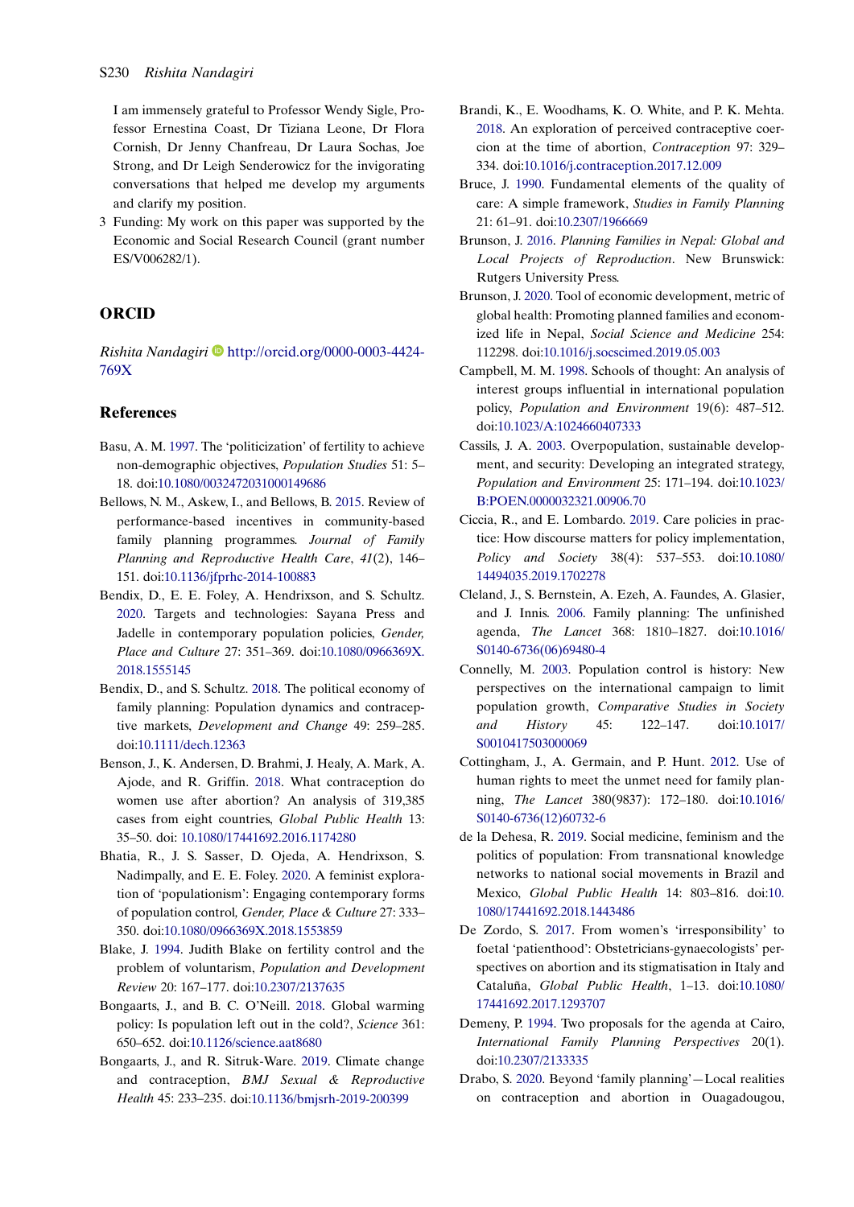I am immensely grateful to Professor Wendy Sigle, Professor Ernestina Coast, Dr Tiziana Leone, Dr Flora Cornish, Dr Jenny Chanfreau, Dr Laura Sochas, Joe Strong, and Dr Leigh Senderowicz for the invigorating conversations that helped me develop my arguments and clarify my position.

3 Funding: My work on this paper was supported by the Economic and Social Research Council (grant number ES/V006282/1).

## ORCID

*Rishita Nandagiri* http://orcid.org/0000-0003-4424-769X

## References

Basu, A. M. 1997. The 'politicization' of fertility to achieve non-demographic objectives, *Population Studies* 51: 5–18. doi:10.1080/0032472031000149686

Bellows, N. M., Askew, I., and Bellows, B. 2015. Review of performance-based incentives in community-based family planning programmes. *Journal of Family Planning and Reproductive Health Care*, *41*(2), 146–151. doi:10.1136/jfprhc-2014-100883

Bendix, D., E. E. Foley, A. Hendrixson, and S. Schultz. 2020. Targets and technologies: Sayana Press and Jadelle in contemporary population policies, *Gender, Place and Culture* 27: 351–369. doi:10.1080/0966369X.2018.1555145

Bendix, D., and S. Schultz. 2018. The political economy of family planning: Population dynamics and contraceptive markets, *Development and Change* 49: 259–285. doi:10.1111/dech.12363

Benson, J., K. Andersen, D. Brahmi, J. Healy, A. Mark, A. Ajode, and R. Griffin. 2018. What contraception do women use after abortion? An analysis of 319,385 cases from eight countries, *Global Public Health* 13: 35–50. doi: 10.1080/17441692.2016.1174280

Bhatia, R., J. S. Sasser, D. Ojeda, A. Hendrixson, S. Nadimpally, and E. E. Foley. 2020. A feminist exploration of 'populationism': Engaging contemporary forms of population control, *Gender, Place & Culture* 27: 333–350. doi:10.1080/0966369X.2018.1553859

Blake, J. 1994. Judith Blake on fertility control and the problem of voluntarism, *Population and Development Review* 20: 167–177. doi:10.2307/2137635

Bongaarts, J., and B. C. O'Neill. 2018. Global warming policy: Is population left out in the cold?, *Science* 361: 650–652. doi:10.1126/science.aat8680

Bongaarts, J., and R. Sitruk-Ware. 2019. Climate change and contraception, *BMJ Sexual & Reproductive Health* 45: 233–235. doi:10.1136/bmjsrh-2019-200399

Brandi, K., E. Woodhams, K. O. White, and P. K. Mehta. 2018. An exploration of perceived contraceptive coercion at the time of abortion, *Contraception* 97: 329–334. doi:10.1016/j.contraception.2017.12.009

Bruce, J. 1990. Fundamental elements of the quality of care: A simple framework, *Studies in Family Planning* 21: 61–91. doi:10.2307/1966669

Brunson, J. 2016. *Planning Families in Nepal: Global and Local Projects of Reproduction*. New Brunswick: Rutgers University Press.

Brunson, J. 2020. Tool of economic development, metric of global health: Promoting planned families and economized life in Nepal, *Social Science and Medicine* 254: 112298. doi:10.1016/j.socscimed.2019.05.003

Campbell, M. M. 1998. Schools of thought: An analysis of interest groups influential in international population policy, *Population and Environment* 19(6): 487–512. doi:10.1023/A:1024660407333

Cassils, J. A. 2003. Overpopulation, sustainable development, and security: Developing an integrated strategy, *Population and Environment* 25: 171–194. doi:10.1023/B:POEN.0000032321.00906.70

Ciccia, R., and E. Lombardo. 2019. Care policies in practice: How discourse matters for policy implementation, *Policy and Society* 38(4): 537–553. doi:10.1080/14494035.2019.1702278

Cleland, J., S. Bernstein, A. Ezeh, A. Faundes, A. Glasier, and J. Innis. 2006. Family planning: The unfinished agenda, *The Lancet* 368: 1810–1827. doi:10.1016/S0140-6736(06)69480-4

Connelly, M. 2003. Population control is history: New perspectives on the international campaign to limit population growth, *Comparative Studies in Society and History* 45: 122–147. doi:10.1017/S0010417503000069

Cottingham, J., A. Germain, and P. Hunt. 2012. Use of human rights to meet the unmet need for family planning, *The Lancet* 380(9837): 172–180. doi:10.1016/S0140-6736(12)60732-6

de la Dehesa, R. 2019. Social medicine, feminism and the politics of population: From transnational knowledge networks to national social movements in Brazil and Mexico, *Global Public Health* 14: 803–816. doi:10.1080/17441692.2018.1443486

De Zordo, S. 2017. From women's 'irresponsibility' to foetal 'patienthood': Obstetricians-gynaecologists' perspectives on abortion and its stigmatisation in Italy and Cataluña, *Global Public Health*, 1–13. doi:10.1080/17441692.2017.1293707

Demeny, P. 1994. Two proposals for the agenda at Cairo, *International Family Planning Perspectives* 20(1). doi:10.2307/2133335

Drabo, S. 2020. Beyond 'family planning'—Local realities on contraception and abortion in Ouagadougou,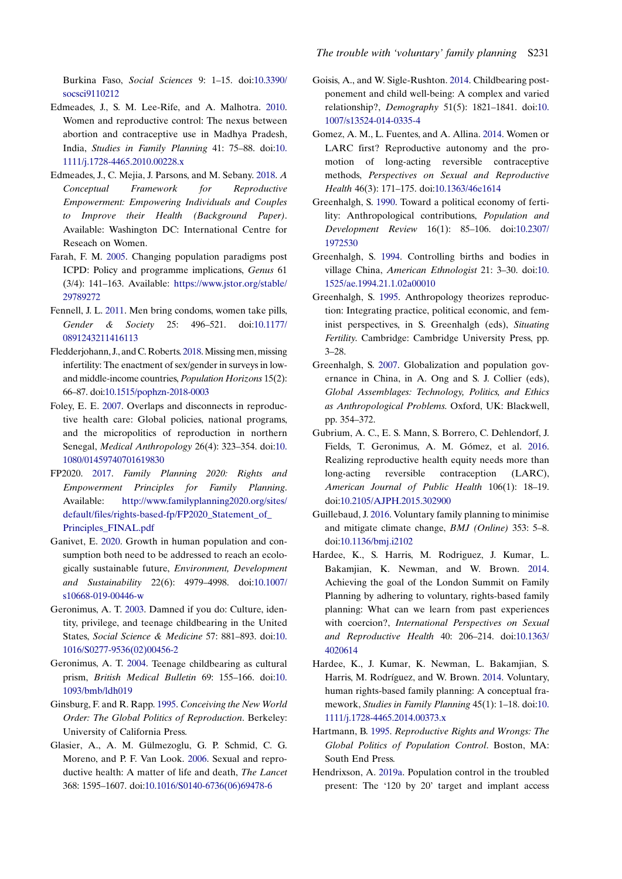Burkina Faso, *Social Sciences* 9: 1–15. doi:10.3390/socsci9110212

Edmeades, J., S. M. Lee-Rife, and A. Malhotra. 2010. Women and reproductive control: The nexus between abortion and contraceptive use in Madhya Pradesh, India, *Studies in Family Planning* 41: 75–88. doi:10.1111/j.1728-4465.2010.00228.x

Edmeades, J., C. Mejia, J. Parsons, and M. Sebany. 2018. *A Conceptual Framework for Reproductive Empowerment: Empowering Individuals and Couples to Improve their Health (Background Paper)*. Available: Washington DC: International Centre for Reseach on Women.

Farah, F. M. 2005. Changing population paradigms post ICPD: Policy and programme implications, *Genus* 61 (3/4): 141–163. Available: https://www.jstor.org/stable/29789272

Fennell, J. L. 2011. Men bring condoms, women take pills, *Gender & Society* 25: 496–521. doi:10.1177/0891243211416113

Fledderjohann, J., and C. Roberts. 2018. Missing men, missing infertility: The enactment of sex/gender in surveys in low- and middle-income countries, *Population Horizons* 15(2): 66–87. doi:10.1515/pophzn-2018-0003

Foley, E. E. 2007. Overlaps and disconnects in reproductive health care: Global policies, national programs, and the micropolitics of reproduction in northern Senegal, *Medical Anthropology* 26(4): 323–354. doi:10.1080/01459740701619830

FP2020. 2017. *Family Planning 2020: Rights and Empowerment Principles for Family Planning*. Available: http://www.familyplanning2020.org/sites/default/files/rights-based-fp/FP2020_Statement_of_Principles_FINAL.pdf

Ganivet, E. 2020. Growth in human population and consumption both need to be addressed to reach an ecologically sustainable future, *Environment, Development and Sustainability* 22(6): 4979–4998. doi:10.1007/s10668-019-00446-w

Geronimus, A. T. 2003. Damned if you do: Culture, identity, privilege, and teenage childbearing in the United States, *Social Science & Medicine* 57: 881–893. doi:10.1016/S0277-9536(02)00456-2

Geronimus, A. T. 2004. Teenage childbearing as cultural prism, *British Medical Bulletin* 69: 155–166. doi:10.1093/bmb/ldh019

Ginsburg, F. and R. Rapp. 1995. *Conceiving the New World Order: The Global Politics of Reproduction*. Berkeley: University of California Press.

Glasier, A., A. M. Gülmezoglu, G. P. Schmid, C. G. Moreno, and P. F. Van Look. 2006. Sexual and reproductive health: A matter of life and death, *The Lancet* 368: 1595–1607. doi:10.1016/S0140-6736(06)69478-6

Goisis, A., and W. Sigle-Rushton. 2014. Childbearing postponement and child well-being: A complex and varied relationship?, *Demography* 51(5): 1821–1841. doi:10.1007/s13524-014-0335-4

Gomez, A. M., L. Fuentes, and A. Allina. 2014. Women or LARC first? Reproductive autonomy and the promotion of long-acting reversible contraceptive methods, *Perspectives on Sexual and Reproductive Health* 46(3): 171–175. doi:10.1363/46e1614

Greenhalgh, S. 1990. Toward a political economy of fertility: Anthropological contributions, *Population and Development Review* 16(1): 85–106. doi:10.2307/1972530

Greenhalgh, S. 1994. Controlling births and bodies in village China, *American Ethnologist* 21: 3–30. doi:10.1525/ae.1994.21.1.02a00010

Greenhalgh, S. 1995. Anthropology theorizes reproduction: Integrating practice, political economic, and feminist perspectives, in S. Greenhalgh (eds), *Situating Fertility*. Cambridge: Cambridge University Press, pp. 3–28.

Greenhalgh, S. 2007. Globalization and population governance in China, in A. Ong and S. J. Collier (eds), *Global Assemblages: Technology, Politics, and Ethics as Anthropological Problems.* Oxford, UK: Blackwell, pp. 354–372.

Gubrium, A. C., E. S. Mann, S. Borrero, C. Dehlendorf, J. Fields, T. Geronimus, A. M. Gómez, et al. 2016. Realizing reproductive health equity needs more than long-acting reversible contraception (LARC), *American Journal of Public Health* 106(1): 18–19. doi:10.2105/AJPH.2015.302900

Guillebaud, J. 2016. Voluntary family planning to minimise and mitigate climate change, *BMJ (Online)* 353: 5–8. doi:10.1136/bmj.i2102

Hardee, K., S. Harris, M. Rodriguez, J. Kumar, L. Bakamjian, K. Newman, and W. Brown. 2014. Achieving the goal of the London Summit on Family Planning by adhering to voluntary, rights-based family planning: What can we learn from past experiences with coercion?, *International Perspectives on Sexual and Reproductive Health* 40: 206–214. doi:10.1363/4020614

Hardee, K., J. Kumar, K. Newman, L. Bakamjian, S. Harris, M. Rodríguez, and W. Brown. 2014. Voluntary, human rights-based family planning: A conceptual framework, *Studies in Family Planning* 45(1): 1–18. doi:10.1111/j.1728-4465.2014.00373.x

Hartmann, B. 1995. *Reproductive Rights and Wrongs: The Global Politics of Population Control*. Boston, MA: South End Press.

Hendrixson, A. 2019a. Population control in the troubled present: The '120 by 20' target and implant access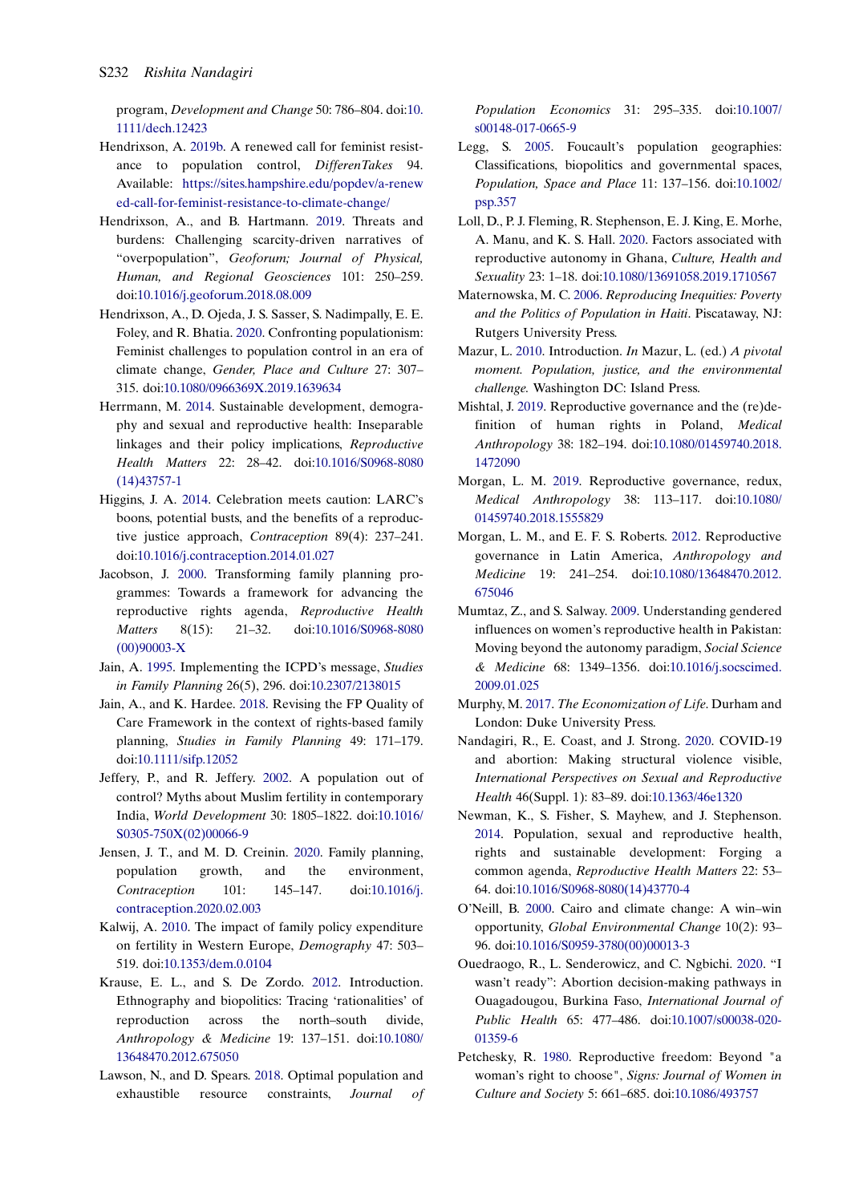program, *Development and Change* 50: 786–804. doi:10.1111/dech.12423

Hendrixson, A. 2019b. A renewed call for feminist resistance to population control, *DifferenTakes* 94. Available: https://sites.hampshire.edu/popdev/a-renewed-call-for-feminist-resistance-to-climate-change/

Hendrixson, A., and B. Hartmann. 2019. Threats and burdens: Challenging scarcity-driven narratives of "overpopulation", *Geoforum; Journal of Physical, Human, and Regional Geosciences* 101: 250–259. doi:10.1016/j.geoforum.2018.08.009

Hendrixson, A., D. Ojeda, J. S. Sasser, S. Nadimpally, E. E. Foley, and R. Bhatia. 2020. Confronting populationism: Feminist challenges to population control in an era of climate change, *Gender, Place and Culture* 27: 307–315. doi:10.1080/0966369X.2019.1639634

Herrmann, M. 2014. Sustainable development, demography and sexual and reproductive health: Inseparable linkages and their policy implications, *Reproductive Health Matters* 22: 28–42. doi:10.1016/S0968-8080(14)43757-1

Higgins, J. A. 2014. Celebration meets caution: LARC's boons, potential busts, and the benefits of a reproductive justice approach, *Contraception* 89(4): 237–241. doi:10.1016/j.contraception.2014.01.027

Jacobson, J. 2000. Transforming family planning programmes: Towards a framework for advancing the reproductive rights agenda, *Reproductive Health Matters* 8(15): 21–32. doi:10.1016/S0968-8080(00)90003-X

Jain, A. 1995. Implementing the ICPD's message, *Studies in Family Planning* 26(5), 296. doi:10.2307/2138015

Jain, A., and K. Hardee. 2018. Revising the FP Quality of Care Framework in the context of rights-based family planning, *Studies in Family Planning* 49: 171–179. doi:10.1111/sifp.12052

Jeffery, P., and R. Jeffery. 2002. A population out of control? Myths about Muslim fertility in contemporary India, *World Development* 30: 1805–1822. doi:10.1016/S0305-750X(02)00066-9

Jensen, J. T., and M. D. Creinin. 2020. Family planning, population growth, and the environment, *Contraception* 101: 145–147. doi:10.1016/j.contraception.2020.02.003

Kalwij, A. 2010. The impact of family policy expenditure on fertility in Western Europe, *Demography* 47: 503–519. doi:10.1353/dem.0.0104

Krause, E. L., and S. De Zordo. 2012. Introduction. Ethnography and biopolitics: Tracing 'rationalities' of reproduction across the north–south divide, *Anthropology & Medicine* 19: 137–151. doi:10.1080/13648470.2012.675050

Lawson, N., and D. Spears. 2018. Optimal population and exhaustible resource constraints, *Journal of Population Economics* 31: 295–335. doi:10.1007/s00148-017-0665-9

Legg, S. 2005. Foucault's population geographies: Classifications, biopolitics and governmental spaces, *Population, Space and Place* 11: 137–156. doi:10.1002/psp.357

Loll, D., P. J. Fleming, R. Stephenson, E. J. King, E. Morhe, A. Manu, and K. S. Hall. 2020. Factors associated with reproductive autonomy in Ghana, *Culture, Health and Sexuality* 23: 1–18. doi:10.1080/13691058.2019.1710567

Maternowska, M. C. 2006. *Reproducing Inequities: Poverty and the Politics of Population in Haiti*. Piscataway, NJ: Rutgers University Press.

Mazur, L. 2010. Introduction. *In* Mazur, L. (ed.) *A pivotal moment. Population, justice, and the environmental challenge.* Washington DC: Island Press.

Mishtal, J. 2019. Reproductive governance and the (re)definition of human rights in Poland, *Medical Anthropology* 38: 182–194. doi:10.1080/01459740.2018.1472090

Morgan, L. M. 2019. Reproductive governance, redux, *Medical Anthropology* 38: 113–117. doi:10.1080/01459740.2018.1555829

Morgan, L. M., and E. F. S. Roberts. 2012. Reproductive governance in Latin America, *Anthropology and Medicine* 19: 241–254. doi:10.1080/13648470.2012.675046

Mumtaz, Z., and S. Salway. 2009. Understanding gendered influences on women's reproductive health in Pakistan: Moving beyond the autonomy paradigm, *Social Science & Medicine* 68: 1349–1356. doi:10.1016/j.socscimed.2009.01.025

Murphy, M. 2017. *The Economization of Life*. Durham and London: Duke University Press.

Nandagiri, R., E. Coast, and J. Strong. 2020. COVID-19 and abortion: Making structural violence visible, *International Perspectives on Sexual and Reproductive Health* 46(Suppl. 1): 83–89. doi:10.1363/46e1320

Newman, K., S. Fisher, S. Mayhew, and J. Stephenson. 2014. Population, sexual and reproductive health, rights and sustainable development: Forging a common agenda, *Reproductive Health Matters* 22: 53–64. doi:10.1016/S0968-8080(14)43770-4

O'Neill, B. 2000. Cairo and climate change: A win–win opportunity, *Global Environmental Change* 10(2): 93–96. doi:10.1016/S0959-3780(00)00013-3

Ouedraogo, R., L. Senderowicz, and C. Ngbichi. 2020. "I wasn't ready": Abortion decision-making pathways in Ouagadougou, Burkina Faso, *International Journal of Public Health* 65: 477–486. doi:10.1007/s00038-020-01359-6

Petchesky, R. 1980. Reproductive freedom: Beyond "a woman's right to choose", *Signs: Journal of Women in Culture and Society* 5: 661–685. doi:10.1086/493757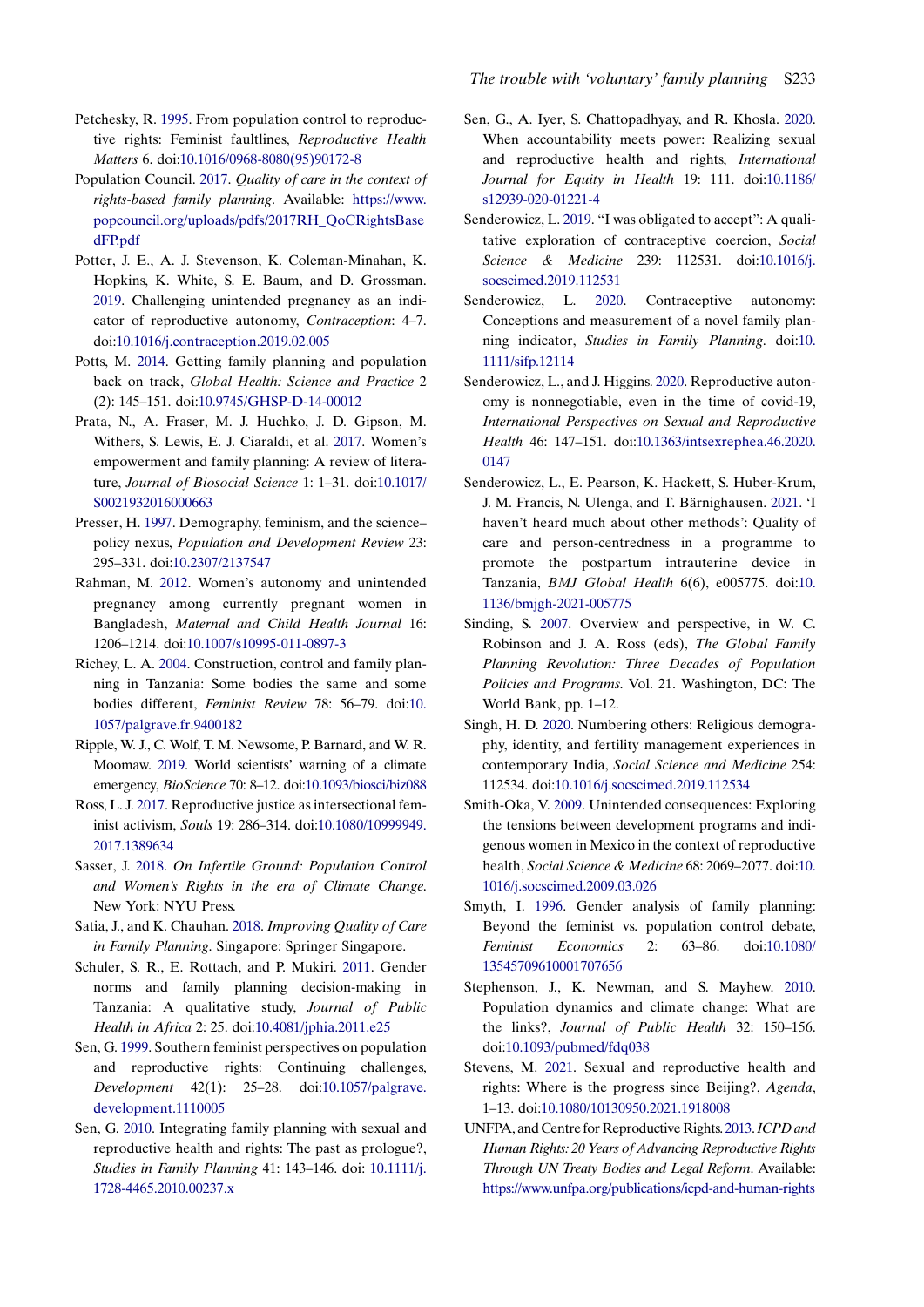Petchesky, R. 1995. From population control to reproductive rights: Feminist faultlines, *Reproductive Health Matters* 6. doi:10.1016/0968-8080(95)90172-8

Population Council. 2017. *Quality of care in the context of rights-based family planning*. Available: https://www.popcouncil.org/uploads/pdfs/2017RH_QoCRightsBasedFP.pdf

Potter, J. E., A. J. Stevenson, K. Coleman-Minahan, K. Hopkins, K. White, S. E. Baum, and D. Grossman. 2019. Challenging unintended pregnancy as an indicator of reproductive autonomy, *Contraception*: 4–7. doi:10.1016/j.contraception.2019.02.005

Potts, M. 2014. Getting family planning and population back on track, *Global Health: Science and Practice* 2 (2): 145–151. doi:10.9745/GHSP-D-14-00012

Prata, N., A. Fraser, M. J. Huchko, J. D. Gipson, M. Withers, S. Lewis, E. J. Ciaraldi, et al. 2017. Women's empowerment and family planning: A review of literature, *Journal of Biosocial Science* 1: 1–31. doi:10.1017/S0021932016000663

Presser, H. 1997. Demography, feminism, and the science–policy nexus, *Population and Development Review* 23: 295–331. doi:10.2307/2137547

Rahman, M. 2012. Women's autonomy and unintended pregnancy among currently pregnant women in Bangladesh, *Maternal and Child Health Journal* 16: 1206–1214. doi:10.1007/s10995-011-0897-3

Richey, L. A. 2004. Construction, control and family planning in Tanzania: Some bodies the same and some bodies different, *Feminist Review* 78: 56–79. doi:10.1057/palgrave.fr.9400182

Ripple, W. J., C. Wolf, T. M. Newsome, P. Barnard, and W. R. Moomaw. 2019. World scientists' warning of a climate emergency, *BioScience* 70: 8–12. doi:10.1093/biosci/biz088

Ross, L. J. 2017. Reproductive justice as intersectional feminist activism, *Souls* 19: 286–314. doi:10.1080/10999949.2017.1389634

Sasser, J. 2018. *On Infertile Ground: Population Control and Women's Rights in the era of Climate Change*. New York: NYU Press.

Satia, J., and K. Chauhan. 2018. *Improving Quality of Care in Family Planning*. Singapore: Springer Singapore.

Schuler, S. R., E. Rottach, and P. Mukiri. 2011. Gender norms and family planning decision-making in Tanzania: A qualitative study, *Journal of Public Health in Africa* 2: 25. doi:10.4081/jphia.2011.e25

Sen, G. 1999. Southern feminist perspectives on population and reproductive rights: Continuing challenges, *Development* 42(1): 25–28. doi:10.1057/palgrave.development.1110005

Sen, G. 2010. Integrating family planning with sexual and reproductive health and rights: The past as prologue?, *Studies in Family Planning* 41: 143–146. doi: 10.1111/j.1728-4465.2010.00237.x

Sen, G., A. Iyer, S. Chattopadhyay, and R. Khosla. 2020. When accountability meets power: Realizing sexual and reproductive health and rights, *International Journal for Equity in Health* 19: 111. doi:10.1186/s12939-020-01221-4

Senderowicz, L. 2019. "I was obligated to accept": A qualitative exploration of contraceptive coercion, *Social Science & Medicine* 239: 112531. doi:10.1016/j.socscimed.2019.112531

Senderowicz, L. 2020. Contraceptive autonomy: Conceptions and measurement of a novel family planning indicator, *Studies in Family Planning*. doi:10.1111/sifp.12114

Senderowicz, L., and J. Higgins. 2020. Reproductive autonomy is nonnegotiable, even in the time of covid-19, *International Perspectives on Sexual and Reproductive Health* 46: 147–151. doi:10.1363/intsexrephea.46.2020.0147

Senderowicz, L., E. Pearson, K. Hackett, S. Huber-Krum, J. M. Francis, N. Ulenga, and T. Bärnighausen. 2021. 'I haven't heard much about other methods': Quality of care and person-centredness in a programme to promote the postpartum intrauterine device in Tanzania, *BMJ Global Health* 6(6), e005775. doi:10.1136/bmjgh-2021-005775

Sinding, S. 2007. Overview and perspective, in W. C. Robinson and J. A. Ross (eds), *The Global Family Planning Revolution: Three Decades of Population Policies and Programs*. Vol. 21. Washington, DC: The World Bank, pp. 1–12.

Singh, H. D. 2020. Numbering others: Religious demography, identity, and fertility management experiences in contemporary India, *Social Science and Medicine* 254: 112534. doi:10.1016/j.socscimed.2019.112534

Smith-Oka, V. 2009. Unintended consequences: Exploring the tensions between development programs and indigenous women in Mexico in the context of reproductive health, *Social Science & Medicine* 68: 2069–2077. doi:10.1016/j.socscimed.2009.03.026

Smyth, I. 1996. Gender analysis of family planning: Beyond the feminist vs. population control debate, *Feminist Economics* 2: 63–86. doi:10.1080/135457096100017076 56

Stephenson, J., K. Newman, and S. Mayhew. 2010. Population dynamics and climate change: What are the links?, *Journal of Public Health* 32: 150–156. doi:10.1093/pubmed/fdq038

Stevens, M. 2021. Sexual and reproductive health and rights: Where is the progress since Beijing?, *Agenda*, 1–13. doi:10.1080/10130950.2021.1918008

UNFPA, and Centre for Reproductive Rights. 2013. *ICPD and Human Rights: 20 Years of Advancing Reproductive Rights Through UN Treaty Bodies and Legal Reform*. Available: https://www.unfpa.org/publications/icpd-and-human-rights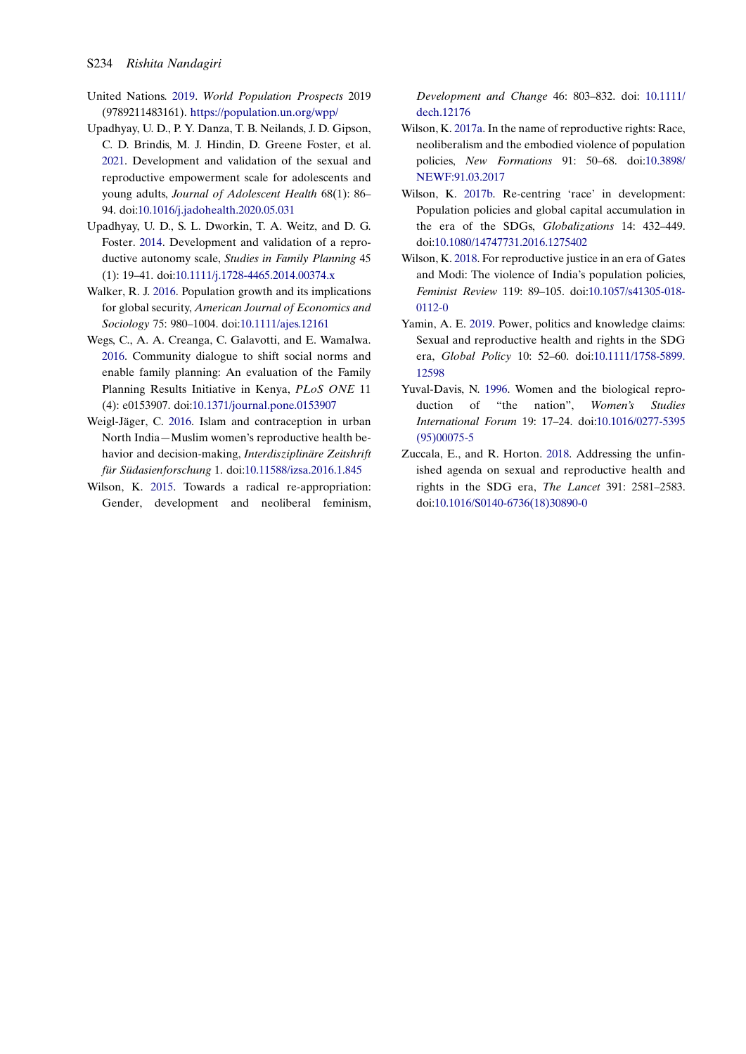United Nations. 2019. *World Population Prospects* 2019 (9789211483161). https://population.un.org/wpp/

Upadhyay, U. D., P. Y. Danza, T. B. Neilands, J. D. Gipson, C. D. Brindis, M. J. Hindin, D. Greene Foster, et al. 2021. Development and validation of the sexual and reproductive empowerment scale for adolescents and young adults, *Journal of Adolescent Health* 68(1): 86–94. doi:10.1016/j.jadohealth.2020.05.031

Upadhyay, U. D., S. L. Dworkin, T. A. Weitz, and D. G. Foster. 2014. Development and validation of a reproductive autonomy scale, *Studies in Family Planning* 45 (1): 19–41. doi:10.1111/j.1728-4465.2014.00374.x

Walker, R. J. 2016. Population growth and its implications for global security, *American Journal of Economics and Sociology* 75: 980–1004. doi:10.1111/ajes.12161

Wegs, C., A. A. Creanga, C. Galavotti, and E. Wamalwa. 2016. Community dialogue to shift social norms and enable family planning: An evaluation of the Family Planning Results Initiative in Kenya, *PLoS ONE* 11 (4): e0153907. doi:10.1371/journal.pone.0153907

Weigl-Jäger, C. 2016. Islam and contraception in urban North India—Muslim women's reproductive health behavior and decision-making, *Interdisziplinäre Zeitshrift für Südasienforschung* 1. doi:10.11588/izsa.2016.1.845

Wilson, K. 2015. Towards a radical re-appropriation: Gender, development and neoliberal feminism, *Development and Change* 46: 803–832. doi: 10.1111/dech.12176

Wilson, K. 2017a. In the name of reproductive rights: Race, neoliberalism and the embodied violence of population policies, *New Formations* 91: 50–68. doi:10.3898/NEWF:91.03.2017

Wilson, K. 2017b. Re-centring 'race' in development: Population policies and global capital accumulation in the era of the SDGs, *Globalizations* 14: 432–449. doi:10.1080/14747731.2016.1275402

Wilson, K. 2018. For reproductive justice in an era of Gates and Modi: The violence of India's population policies, *Feminist Review* 119: 89–105. doi:10.1057/s41305-018-0112-0

Yamin, A. E. 2019. Power, politics and knowledge claims: Sexual and reproductive health and rights in the SDG era, *Global Policy* 10: 52–60. doi:10.1111/1758-5899.12598

Yuval-Davis, N. 1996. Women and the biological reproduction of "the nation", *Women's Studies International Forum* 19: 17–24. doi:10.1016/0277-5395(95)00075-5

Zuccala, E., and R. Horton. 2018. Addressing the unfinished agenda on sexual and reproductive health and rights in the SDG era, *The Lancet* 391: 2581–2583. doi:10.1016/S0140-6736(18)30890-0